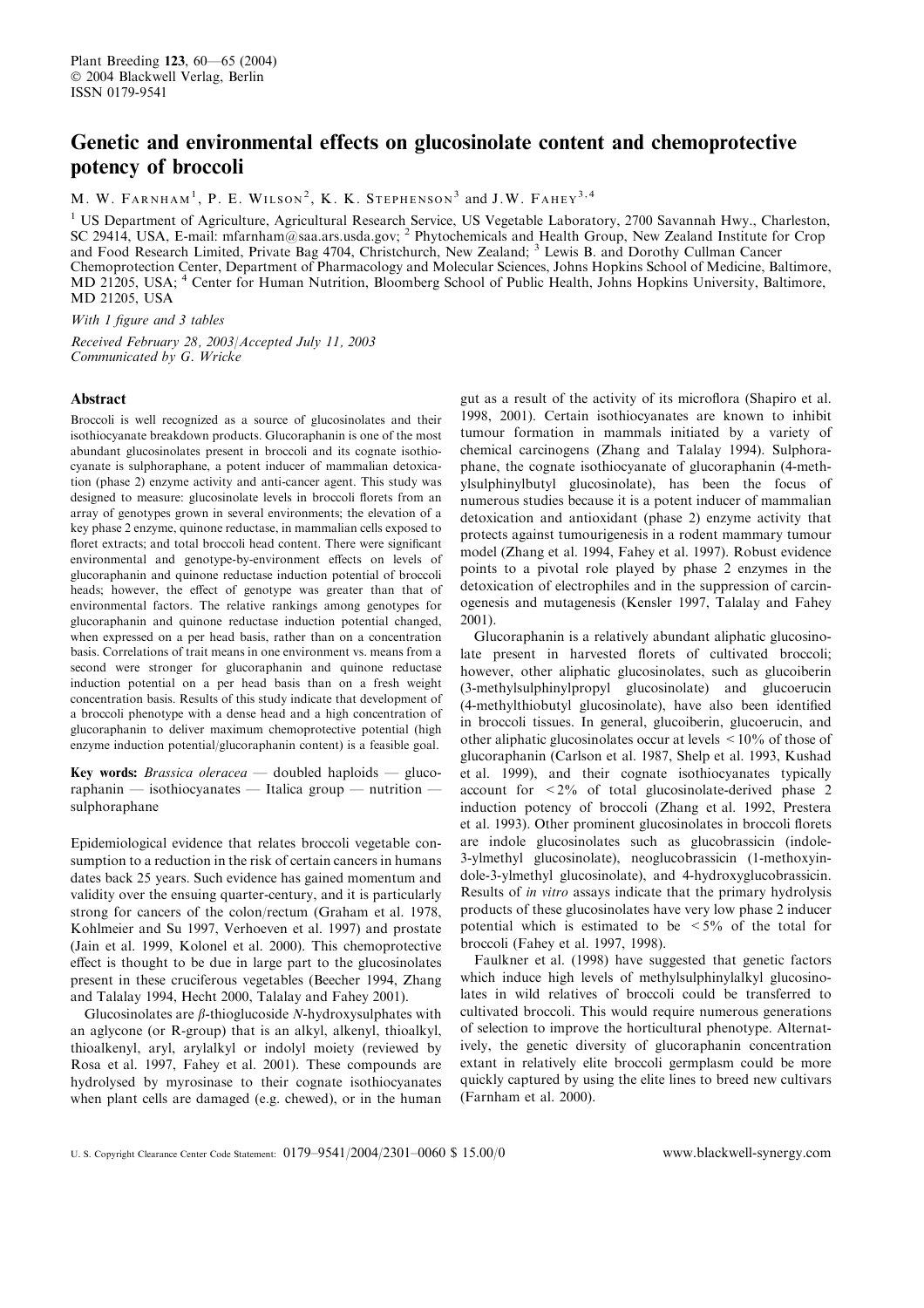# Genetic and environmental effects on glucosinolate content and chemoprotective potency of broccoli

M. W. Farnham[1], P. E. Wilson[2], K. K. Stephenson[3] and J.W. Fahey[3,4]

[1] US Department of Agriculture, Agricultural Research Service, US Vegetable Laboratory, 2700 Savannah Hwy., Charleston, SC 29414, USA, E-mail: mfarnham@saa.ars.usda.gov; [2] Phytochemicals and Health Group, New Zealand Institute for Crop and Food Research Limited, Private Bag 4704, Christchurch, New Zealand; [3] Lewis B. and Dorothy Cullman Cancer Chemoprotection Center, Department of Pharmacology and Molecular Sciences, Johns Hopkins School of Medicine, Baltimore, MD 21205, USA; [4] Center for Human Nutrition, Bloomberg School of Public Health, Johns Hopkins University, Baltimore, MD 21205, USA

*With 1 figure and 3 tables*

*Received February 28, 2003/Accepted July 11, 2003*
*Communicated by G. Wricke*

## Abstract

Broccoli is well recognized as a source of glucosinolates and their isothiocyanate breakdown products. Glucoraphanin is one of the most abundant glucosinolates present in broccoli and its cognate isothiocyanate is sulphoraphane, a potent inducer of mammalian detoxication (phase 2) enzyme activity and anti-cancer agent. This study was designed to measure: glucosinolate levels in broccoli florets from an array of genotypes grown in several environments; the elevation of a key phase 2 enzyme, quinone reductase, in mammalian cells exposed to floret extracts; and total broccoli head content. There were significant environmental and genotype-by-environment effects on levels of glucoraphanin and quinone reductase induction potential of broccoli heads; however, the effect of genotype was greater than that of environmental factors. The relative rankings among genotypes for glucoraphanin and quinone reductase induction potential changed, when expressed on a per head basis, rather than on a concentration basis. Correlations of trait means in one environment vs. means from a second were stronger for glucoraphanin and quinone reductase induction potential on a per head basis than on a fresh weight concentration basis. Results of this study indicate that development of a broccoli phenotype with a dense head and a high concentration of glucoraphanin to deliver maximum chemoprotective potential (high enzyme induction potential/glucoraphanin content) is a feasible goal.

**Key words:** *Brassica oleracea* — doubled haploids — glucoraphanin — isothiocyanates — Italica group — nutrition — sulphoraphane

Epidemiological evidence that relates broccoli vegetable consumption to a reduction in the risk of certain cancers in humans dates back 25 years. Such evidence has gained momentum and validity over the ensuing quarter-century, and it is particularly strong for cancers of the colon/rectum (Graham et al. 1978, Kohlmeier and Su 1997, Verhoeven et al. 1997) and prostate (Jain et al. 1999, Kolonel et al. 2000). This chemoprotective effect is thought to be due in large part to the glucosinolates present in these cruciferous vegetables (Beecher 1994, Zhang and Talalay 1994, Hecht 2000, Talalay and Fahey 2001).

Glucosinolates are β-thioglucoside *N*-hydroxysulphates with an aglycone (or R-group) that is an alkyl, alkenyl, thioalkyl, thioalkenyl, aryl, arylalkyl or indolyl moiety (reviewed by Rosa et al. 1997, Fahey et al. 2001). These compounds are hydrolysed by myrosinase to their cognate isothiocyanates when plant cells are damaged (e.g. chewed), or in the human gut as a result of the activity of its microflora (Shapiro et al. 1998, 2001). Certain isothiocyanates are known to inhibit tumour formation in mammals initiated by a variety of chemical carcinogens (Zhang and Talalay 1994). Sulphoraphane, the cognate isothiocyanate of glucoraphanin (4-methylsulphinylbutyl glucosinolate), has been the focus of numerous studies because it is a potent inducer of mammalian detoxication and antioxidant (phase 2) enzyme activity that protects against tumourigenesis in a rodent mammary tumour model (Zhang et al. 1994, Fahey et al. 1997). Robust evidence points to a pivotal role played by phase 2 enzymes in the detoxication of electrophiles and in the suppression of carcinogenesis and mutagenesis (Kensler 1997, Talalay and Fahey 2001).

Glucoraphanin is a relatively abundant aliphatic glucosinolate present in harvested florets of cultivated broccoli; however, other aliphatic glucosinolates, such as glucoiberin (3-methylsulphinylpropyl glucosinolate) and glucoerucin (4-methylthiobutyl glucosinolate), have also been identified in broccoli tissues. In general, glucoiberin, glucoerucin, and other aliphatic glucosinolates occur at levels $<10\%$ of those of glucoraphanin (Carlson et al. 1987, Shelp et al. 1993, Kushad et al. 1999), and their cognate isothiocyanates typically account for $<2\%$ of total glucosinolate-derived phase 2 induction potency of broccoli (Zhang et al. 1992, Prestera et al. 1993). Other prominent glucosinolates in broccoli florets are indole glucosinolates such as glucobrassicin (indole-3-ylmethyl glucosinolate), neoglucobrassicin (1-methoxyindole-3-ylmethyl glucosinolate), and 4-hydroxyglucobrassicin. Results of *in vitro* assays indicate that the primary hydrolysis products of these glucosinolates have very low phase 2 inducer potential which is estimated to be $<5\%$ of the total for broccoli (Fahey et al. 1997, 1998).

Faulkner et al. (1998) have suggested that genetic factors which induce high levels of methylsulphinylalkyl glucosinolates in wild relatives of broccoli could be transferred to cultivated broccoli. This would require numerous generations of selection to improve the horticultural phenotype. Alternatively, the genetic diversity of glucoraphanin concentration extant in relatively elite broccoli germplasm could be more quickly captured by using the elite lines to breed new cultivars (Farnham et al. 2000).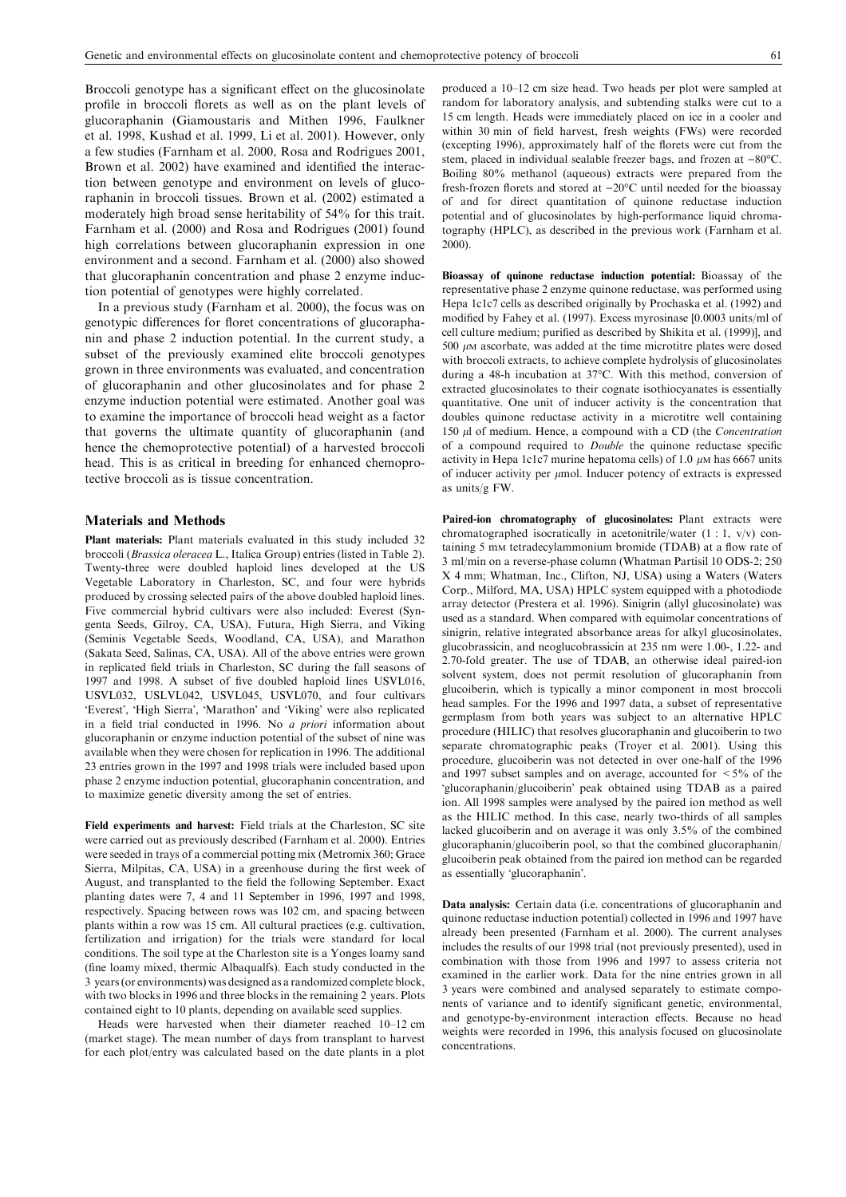Broccoli genotype has a significant effect on the glucosinolate profile in broccoli florets as well as on the plant levels of glucoraphanin (Giamoustaris and Mithen 1996, Faulkner et al. 1998, Kushad et al. 1999, Li et al. 2001). However, only a few studies (Farnham et al. 2000, Rosa and Rodrigues 2001, Brown et al. 2002) have examined and identified the interaction between genotype and environment on levels of glucoraphanin in broccoli tissues. Brown et al. (2002) estimated a moderately high broad sense heritability of 54% for this trait. Farnham et al. (2000) and Rosa and Rodrigues (2001) found high correlations between glucoraphanin expression in one environment and a second. Farnham et al. (2000) also showed that glucoraphanin concentration and phase 2 enzyme induction potential of genotypes were highly correlated.

In a previous study (Farnham et al. 2000), the focus was on genotypic differences for floret concentrations of glucoraphanin and phase 2 induction potential. In the current study, a subset of the previously examined elite broccoli genotypes grown in three environments was evaluated, and concentration of glucoraphanin and other glucosinolates and for phase 2 enzyme induction potential were estimated. Another goal was to examine the importance of broccoli head weight as a factor that governs the ultimate quantity of glucoraphanin (and hence the chemoprotective potential) of a harvested broccoli head. This is as critical in breeding for enhanced chemoprotective broccoli as is tissue concentration.

## Materials and Methods

**Plant materials:** Plant materials evaluated in this study included 32 broccoli (*Brassica oleracea* L., Italica Group) entries (listed in Table 2). Twenty-three were doubled haploid lines developed at the US Vegetable Laboratory in Charleston, SC, and four were hybrids produced by crossing selected pairs of the above doubled haploid lines. Five commercial hybrid cultivars were also included: Everest (Syngenta Seeds, Gilroy, CA, USA), Futura, High Sierra, and Viking (Seminis Vegetable Seeds, Woodland, CA, USA), and Marathon (Sakata Seed, Salinas, CA, USA). All of the above entries were grown in replicated field trials in Charleston, SC during the fall seasons of 1997 and 1998. A subset of five doubled haploid lines USVL016, USVL032, USLVL042, USVL045, USVL070, and four cultivars 'Everest', 'High Sierra', 'Marathon' and 'Viking' were also replicated in a field trial conducted in 1996. No *a priori* information about glucoraphanin or enzyme induction potential of the subset of nine was available when they were chosen for replication in 1996. The additional 23 entries grown in the 1997 and 1998 trials were included based upon phase 2 enzyme induction potential, glucoraphanin concentration, and to maximize genetic diversity among the set of entries.

**Field experiments and harvest:** Field trials at the Charleston, SC site were carried out as previously described (Farnham et al. 2000). Entries were seeded in trays of a commercial potting mix (Metromix 360; Grace Sierra, Milpitas, CA, USA) in a greenhouse during the first week of August, and transplanted to the field the following September. Exact planting dates were 7, 4 and 11 September in 1996, 1997 and 1998, respectively. Spacing between rows was 102 cm, and spacing between plants within a row was 15 cm. All cultural practices (e.g. cultivation, fertilization and irrigation) for the trials were standard for local conditions. The soil type at the Charleston site is a Yonges loamy sand (fine loamy mixed, thermic Albaqualfs). Each study conducted in the 3 years (or environments) was designed as a randomized complete block, with two blocks in 1996 and three blocks in the remaining 2 years. Plots contained eight to 10 plants, depending on available seed supplies.

Heads were harvested when their diameter reached 10–12 cm (market stage). The mean number of days from transplant to harvest for each plot/entry was calculated based on the date plants in a plot produced a 10–12 cm size head. Two heads per plot were sampled at random for laboratory analysis, and subtending stalks were cut to a 15 cm length. Heads were immediately placed on ice in a cooler and within 30 min of field harvest, fresh weights (FWs) were recorded (excepting 1996), approximately half of the florets were cut from the stem, placed in individual sealable freezer bags, and frozen at −80°C. Boiling 80% methanol (aqueous) extracts were prepared from the fresh-frozen florets and stored at −20°C until needed for the bioassay of and for direct quantitation of quinone reductase induction potential and of glucosinolates by high-performance liquid chromatography (HPLC), as described in the previous work (Farnham et al. 2000).

**Bioassay of quinone reductase induction potential:** Bioassay of the representative phase 2 enzyme quinone reductase, was performed using Hepa 1c1c7 cells as described originally by Prochaska et al. (1992) and modified by Fahey et al. (1997). Excess myrosinase [0.0003 units/ml of cell culture medium; purified as described by Shikita et al. (1999)], and 500 $\mu$M ascorbate, was added at the time microtitre plates were dosed with broccoli extracts, to achieve complete hydrolysis of glucosinolates during a 48-h incubation at 37°C. With this method, conversion of extracted glucosinolates to their cognate isothiocyanates is essentially quantitative. One unit of inducer activity is the concentration that doubles quinone reductase activity in a microtitre well containing 150 $\mu$l of medium. Hence, a compound with a CD (the *Concentration* of a compound required to *Double* the quinone reductase specific activity in Hepa 1c1c7 murine hepatoma cells) of 1.0 $\mu$M has 6667 units of inducer activity per $\mu$mol. Inducer potency of extracts is expressed as units/g FW.

**Paired-ion chromatography of glucosinolates:** Plant extracts were chromatographed isocratically in acetonitrile/water (1 : 1, v/v) containing 5 mM tetradecylammonium bromide (TDAB) at a flow rate of 3 ml/min on a reverse-phase column (Whatman Partisil 10 ODS-2; 250 X 4 mm; Whatman, Inc., Clifton, NJ, USA) using a Waters (Waters Corp., Milford, MA, USA) HPLC system equipped with a photodiode array detector (Prestera et al. 1996). Sinigrin (allyl glucosinolate) was used as a standard. When compared with equimolar concentrations of sinigrin, relative integrated absorbance areas for alkyl glucosinolates, glucobrassicin, and neoglucobrassicin at 235 nm were 1.00-, 1.22- and 2.70-fold greater. The use of TDAB, an otherwise ideal paired-ion solvent system, does not permit resolution of glucoraphanin from glucoiberin, which is typically a minor component in most broccoli head samples. For the 1996 and 1997 data, a subset of representative germplasm from both years was subject to an alternative HPLC procedure (HILIC) that resolves glucoraphanin and glucoiberin to two separate chromatographic peaks (Troyer et al. 2001). Using this procedure, glucoiberin was not detected in over one-half of the 1996 and 1997 subset samples and on average, accounted for $<5$% of the 'glucoraphanin/glucoiberin' peak obtained using TDAB as a paired ion. All 1998 samples were analysed by the paired ion method as well as the HILIC method. In this case, nearly two-thirds of all samples lacked glucoiberin and on average it was only 3.5% of the combined glucoraphanin/glucoiberin pool, so that the combined glucoraphanin/glucoiberin peak obtained from the paired ion method can be regarded as essentially 'glucoraphanin'.

**Data analysis:** Certain data (i.e. concentrations of glucoraphanin and quinone reductase induction potential) collected in 1996 and 1997 have already been presented (Farnham et al. 2000). The current analyses includes the results of our 1998 trial (not previously presented), used in combination with those from 1996 and 1997 to assess criteria not examined in the earlier work. Data for the nine entries grown in all 3 years were combined and analysed separately to estimate components of variance and to identify significant genetic, environmental, and genotype-by-environment interaction effects. Because no head weights were recorded in 1996, this analysis focused on glucosinolate concentrations.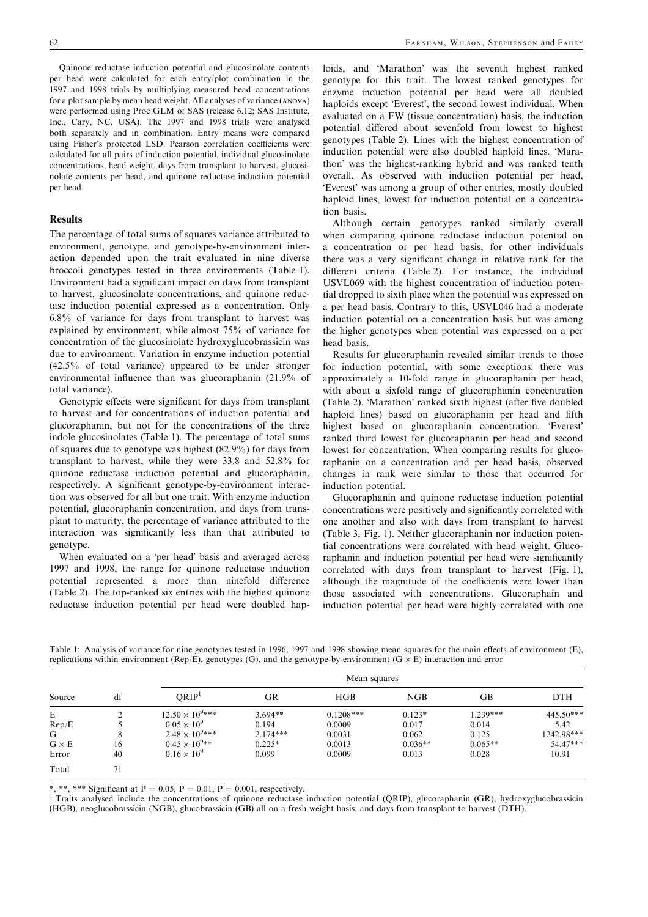Quinone reductase induction potential and glucosinolate contents per head were calculated for each entry/plot combination in the 1997 and 1998 trials by multiplying measured head concentrations for a plot sample by mean head weight. All analyses of variance (ANOVA) were performed using Proc GLM of SAS (release 6.12; SAS Institute, Inc., Cary, NC, USA). The 1997 and 1998 trials were analysed both separately and in combination. Entry means were compared using Fisher's protected LSD. Pearson correlation coefficients were calculated for all pairs of induction potential, individual glucosinolate concentrations, head weight, days from transplant to harvest, glucosinolate contents per head, and quinone reductase induction potential per head.

## Results

The percentage of total sums of squares variance attributed to environment, genotype, and genotype-by-environment interaction depended upon the trait evaluated in nine diverse broccoli genotypes tested in three environments (Table 1). Environment had a significant impact on days from transplant to harvest, glucosinolate concentrations, and quinone reductase induction potential expressed as a concentration. Only 6.8% of variance for days from transplant to harvest was explained by environment, while almost 75% of variance for concentration of the glucosinolate hydroxyglucobrassicin was due to environment. Variation in enzyme induction potential (42.5% of total variance) appeared to be under stronger environmental influence than was glucoraphanin (21.9% of total variance).

Genotypic effects were significant for days from transplant to harvest and for concentrations of induction potential and glucoraphanin, but not for the concentrations of the three indole glucosinolates (Table 1). The percentage of total sums of squares due to genotype was highest (82.9%) for days from transplant to harvest, while they were 33.8 and 52.8% for quinone reductase induction potential and glucoraphanin, respectively. A significant genotype-by-environment interaction was observed for all but one trait. With enzyme induction potential, glucoraphanin concentration, and days from transplant to maturity, the percentage of variance attributed to the interaction was significantly less than that attributed to genotype.

When evaluated on a 'per head' basis and averaged across 1997 and 1998, the range for quinone reductase induction potential represented a more than ninefold difference (Table 2). The top-ranked six entries with the highest quinone reductase induction potential per head were doubled haploids, and 'Marathon' was the seventh highest ranked genotype for this trait. The lowest ranked genotypes for enzyme induction potential per head were all doubled haploids except 'Everest', the second lowest individual. When evaluated on a FW (tissue concentration) basis, the induction potential differed about sevenfold from lowest to highest genotypes (Table 2). Lines with the highest concentration of induction potential were also doubled haploid lines. 'Marathon' was the highest-ranking hybrid and was ranked tenth overall. As observed with induction potential per head, 'Everest' was among a group of other entries, mostly doubled haploid lines, lowest for induction potential on a concentration basis.

Although certain genotypes ranked similarly overall when comparing quinone reductase induction potential on a concentration or per head basis, for other individuals there was a very significant change in relative rank for the different criteria (Table 2). For instance, the individual USVL069 with the highest concentration of induction potential dropped to sixth place when the potential was expressed on a per head basis. Contrary to this, USVL046 had a moderate induction potential on a concentration basis but was among the higher genotypes when potential was expressed on a per head basis.

Results for glucoraphanin revealed similar trends to those for induction potential, with some exceptions: there was approximately a 10-fold range in glucoraphanin per head, with about a sixfold range of glucoraphanin concentration (Table 2). 'Marathon' ranked sixth highest (after five doubled haploid lines) based on glucoraphanin per head and fifth highest based on glucoraphanin concentration. 'Everest' ranked third lowest for glucoraphanin per head and second lowest for concentration. When comparing results for glucoraphanin on a concentration and per head basis, observed changes in rank were similar to those that occurred for induction potential.

Glucoraphanin and quinone reductase induction potential concentrations were positively and significantly correlated with one another and also with days from transplant to harvest (Table 3, Fig. 1). Neither glucoraphanin nor induction potential concentrations were correlated with head weight. Glucoraphanin and induction potential per head were significantly correlated with days from transplant to harvest (Fig. 1), although the magnitude of the coefficients were lower than those associated with concentrations. Glucoraphain and induction potential per head were highly correlated with one

Table 1: Analysis of variance for nine genotypes tested in 1996, 1997 and 1998 showing mean squares for the main effects of environment (E), replications within environment (Rep/E), genotypes (G), and the genotype-by-environment (G × E) interaction and error

| Source | df | Mean squares | | | | | |
|---|---|---|---|---|---|---|---|
| | | QRIP[1] | GR | HGB | NGB | GB | DTH |
| E | 2 | $12.50 \times 10^{9}$*** | 3.694** | 0.1208*** | 0.123* | 1.239*** | 445.50*** |
| Rep/E | 5 | $0.05 \times 10^{9}$ | 0.194 | 0.0009 | 0.017 | 0.014 | 5.42 |
| G | 8 | $2.48 \times 10^{9}$*** | 2.174*** | 0.0031 | 0.062 | 0.125 | 1242.98*** |
| G × E | 16 | $0.45 \times 10^{9}$** | 0.225* | 0.0013 | 0.036** | 0.065** | 54.47*** |
| Error | 40 | $0.16 \times 10^{9}$ | 0.099 | 0.0009 | 0.013 | 0.028 | 10.91 |
| Total | 71 | | | | | | |

*, **, *** Significant at P = 0.05, P = 0.01, P = 0.001, respectively.

[1] Traits analysed include the concentrations of quinone reductase induction potential (QRIP), glucoraphanin (GR), hydroxyglucobrassicin (HGB), neoglucobrassicin (NGB), glucobrassicin (GB) all on a fresh weight basis, and days from transplant to harvest (DTH).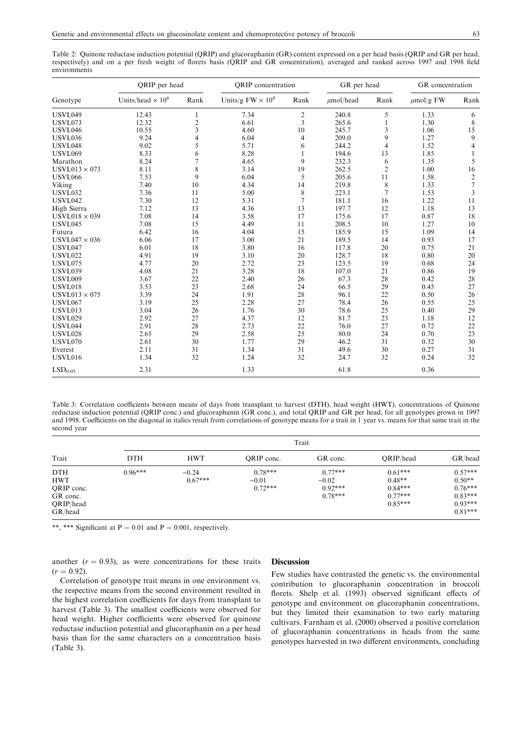Table 2: Quinone reductase induction potential (QRIP) and glucoraphanin (GR) content expressed on a per head basis (QRIP and GR per head, respectively) and on a per fresh weight of florets basis (QRIP and GR concentration), averaged and ranked across 1997 and 1998 field environments

| Genotype | QRIP per head | | QRIP concentration | | GR per head | | GR concentration | |
|---|---|---|---|---|---|---|---|---|
| | Units/head $\times 10^6$ | Rank | Units/g FW $\times 10^4$ | Rank | $\mu$mol/head | Rank | $\mu$mol/g FW | Rank |
| USVL049 | 12.43 | 1 | 7.34 | 2 | 240.8 | 5 | 1.33 | 6 |
| USVL073 | 12.32 | 2 | 6.61 | 3 | 265.6 | 1 | 1.30 | 8 |
| USVL046 | 10.55 | 3 | 4.60 | 10 | 245.7 | 3 | 1.06 | 15 |
| USVL036 | 9.24 | 4 | 6.04 | 4 | 209.0 | 9 | 1.27 | 9 |
| USVL048 | 9.02 | 5 | 5.71 | 6 | 244.2 | 4 | 1.52 | 4 |
| USVL069 | 8.33 | 6 | 8.28 | 1 | 194.6 | 13 | 1.85 | 1 |
| Marathon | 8.24 | 7 | 4.65 | 9 | 232.3 | 6 | 1.35 | 5 |
| USVL013 × 073 | 8.11 | 8 | 3.14 | 19 | 262.5 | 2 | 1.00 | 16 |
| USVL066 | 7.53 | 9 | 6.04 | 5 | 205.6 | 11 | 1.58 | 2 |
| Viking | 7.40 | 10 | 4.34 | 14 | 219.8 | 8 | 1.33 | 7 |
| USVL032 | 7.36 | 11 | 5.00 | 8 | 223.1 | 7 | 1.53 | 3 |
| USVL042 | 7.30 | 12 | 5.31 | 7 | 181.1 | 16 | 1.22 | 11 |
| High Sierra | 7.12 | 13 | 4.36 | 13 | 197.7 | 12 | 1.18 | 13 |
| USVL018 × 039 | 7.08 | 14 | 3.58 | 17 | 175.6 | 17 | 0.87 | 18 |
| USVL045 | 7.08 | 15 | 4.49 | 11 | 208.5 | 10 | 1.27 | 10 |
| Futura | 6.42 | 16 | 4.04 | 15 | 185.9 | 15 | 1.09 | 14 |
| USVL047 × 036 | 6.06 | 17 | 3.00 | 21 | 189.5 | 14 | 0.93 | 17 |
| USVL047 | 6.01 | 18 | 3.80 | 16 | 117.8 | 20 | 0.75 | 21 |
| USVL022 | 4.91 | 19 | 3.10 | 20 | 128.7 | 18 | 0.80 | 20 |
| USVL075 | 4.77 | 20 | 2.72 | 23 | 123.5 | 19 | 0.68 | 24 |
| USVL039 | 4.08 | 21 | 3.28 | 18 | 107.0 | 21 | 0.86 | 19 |
| USVL009 | 3.67 | 22 | 2.40 | 26 | 67.3 | 28 | 0.42 | 28 |
| USVL018 | 3.53 | 23 | 2.68 | 24 | 66.5 | 29 | 0.45 | 27 |
| USVL013 × 075 | 3.39 | 24 | 1.91 | 28 | 96.1 | 22 | 0.50 | 26 |
| USVL067 | 3.19 | 25 | 2.28 | 27 | 78.4 | 26 | 0.55 | 25 |
| USVL013 | 3.04 | 26 | 1.76 | 30 | 78.6 | 25 | 0.40 | 29 |
| USVL029 | 2.92 | 27 | 4.37 | 12 | 81.7 | 23 | 1.18 | 12 |
| USVL044 | 2.91 | 28 | 2.73 | 22 | 76.0 | 27 | 0.72 | 22 |
| USVL028 | 2.65 | 29 | 2.58 | 25 | 80.0 | 24 | 0.70 | 23 |
| USVL070 | 2.61 | 30 | 1.77 | 29 | 46.2 | 31 | 0.32 | 30 |
| Everest | 2.11 | 31 | 1.34 | 31 | 49.6 | 30 | 0.27 | 31 |
| USVL016 | 1.34 | 32 | 1.24 | 32 | 24.7 | 32 | 0.24 | 32 |
| $LSD_{0.05}$ | 2.31 | | 1.33 | | 61.8 | | 0.36 | |

Table 3: Correlation coefficients between means of days from transplant to harvest (DTH), head weight (HWT), concentrations of Quinone reductase induction potential (QRIP conc.) and glucoraphanin (GR conc.), and total QRIP and GR per head, for all genotypes grown in 1997 and 1998. Coefficients on the diagonal in italics result from correlations of genotype means for a trait in 1 year vs. means for that same trait in the second year

| Trait | DTH | HWT | QRIP conc. | GR conc. | QRIP/head | GR/head |
|---|---|---|---|---|---|---|
| DTH | *0.96**** | −0.24 | 0.78*** | 0.77*** | 0.61*** | 0.57*** |
| HWT | | *0.67**** | −0.01 | −0.02 | 0.48** | 0.50** |
| QRIP conc. | | | *0.72**** | 0.92*** | 0.84*** | 0.76*** |
| GR conc. | | | | *0.78**** | 0.77*** | 0.83*** |
| QRIP/head | | | | | *0.85**** | 0.93*** |
| GR/head | | | | | | *0.81**** |

**, *** Significant at P = 0.01 and P = 0.001, respectively.

another ($r = 0.93$), as were concentrations for these traits ($r = 0.92$).

Correlation of genotype trait means in one environment vs. the respective means from the second environment resulted in the highest correlation coefficients for days from transplant to harvest (Table 3). The smallest coefficients were observed for head weight. Higher coefficients were observed for quinone reductase induction potential and glucoraphanin on a per head basis than for the same characters on a concentration basis (Table 3).

## Discussion

Few studies have contrasted the genetic vs. the environmental contribution to glucoraphanin concentration in broccoli florets. Shelp et al. (1993) observed significant effects of genotype and environment on glucoraphanin concentrations, but they limited their examination to two early maturing cultivars. Farnham et al. (2000) observed a positive correlation of glucoraphanin concentrations in heads from the same genotypes harvested in two different environments, concluding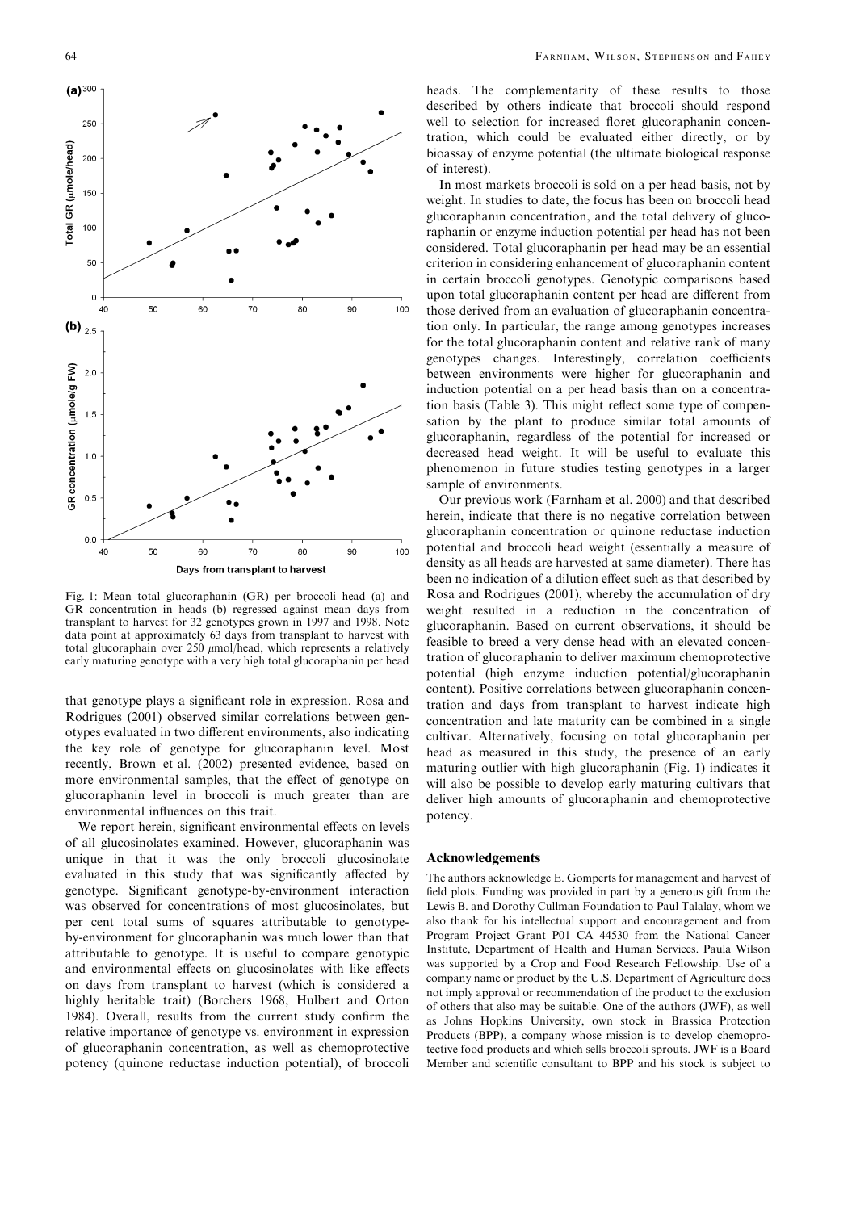Fig. 1: Mean total glucoraphanin (GR) per broccoli head (a) and GR concentration in heads (b) regressed against mean days from transplant to harvest for 32 genotypes grown in 1997 and 1998. Note data point at approximately 63 days from transplant to harvest with total glucoraphain over 250 μmol/head, which represents a relatively early maturing genotype with a very high total glucoraphanin per head

that genotype plays a significant role in expression. Rosa and Rodrigues (2001) observed similar correlations between genotypes evaluated in two different environments, also indicating the key role of genotype for glucoraphanin level. Most recently, Brown et al. (2002) presented evidence, based on more environmental samples, that the effect of genotype on glucoraphanin level in broccoli is much greater than are environmental influences on this trait.

We report herein, significant environmental effects on levels of all glucosinolates examined. However, glucoraphanin was unique in that it was the only broccoli glucosinolate evaluated in this study that was significantly affected by genotype. Significant genotype-by-environment interaction was observed for concentrations of most glucosinolates, but per cent total sums of squares attributable to genotype-by-environment for glucoraphanin was much lower than that attributable to genotype. It is useful to compare genotypic and environmental effects on glucosinolates with like effects on days from transplant to harvest (which is considered a highly heritable trait) (Borchers 1968, Hulbert and Orton 1984). Overall, results from the current study confirm the relative importance of genotype vs. environment in expression of glucoraphanin concentration, as well as chemoprotective potency (quinone reductase induction potential), of broccoli heads. The complementarity of these results to those described by others indicate that broccoli should respond well to selection for increased floret glucoraphanin concentration, which could be evaluated either directly, or by bioassay of enzyme potential (the ultimate biological response of interest).

In most markets broccoli is sold on a per head basis, not by weight. In studies to date, the focus has been on broccoli head glucoraphanin concentration, and the total delivery of glucoraphanin or enzyme induction potential per head has not been considered. Total glucoraphanin per head may be an essential criterion in considering enhancement of glucoraphanin content in certain broccoli genotypes. Genotypic comparisons based upon total glucoraphanin content per head are different from those derived from an evaluation of glucoraphanin concentration only. In particular, the range among genotypes increases for the total glucoraphanin content and relative rank of many genotypes changes. Interestingly, correlation coefficients between environments were higher for glucoraphanin and induction potential on a per head basis than on a concentration basis (Table 3). This might reflect some type of compensation by the plant to produce similar total amounts of glucoraphanin, regardless of the potential for increased or decreased head weight. It will be useful to evaluate this phenomenon in future studies testing genotypes in a larger sample of environments.

Our previous work (Farnham et al. 2000) and that described herein, indicate that there is no negative correlation between glucoraphanin concentration or quinone reductase induction potential and broccoli head weight (essentially a measure of density as all heads are harvested at same diameter). There has been no indication of a dilution effect such as that described by Rosa and Rodrigues (2001), whereby the accumulation of dry weight resulted in a reduction in the concentration of glucoraphanin. Based on current observations, it should be feasible to breed a very dense head with an elevated concentration of glucoraphanin to deliver maximum chemoprotective potential (high enzyme induction potential/glucoraphanin content). Positive correlations between glucoraphanin concentration and days from transplant to harvest indicate high concentration and late maturity can be combined in a single cultivar. Alternatively, focusing on total glucoraphanin per head as measured in this study, the presence of an early maturing outlier with high glucoraphanin (Fig. 1) indicates it will also be possible to develop early maturing cultivars that deliver high amounts of glucoraphanin and chemoprotective potency.

## Acknowledgements

The authors acknowledge E. Gomperts for management and harvest of field plots. Funding was provided in part by a generous gift from the Lewis B. and Dorothy Cullman Foundation to Paul Talalay, whom we also thank for his intellectual support and encouragement and from Program Project Grant P01 CA 44530 from the National Cancer Institute, Department of Health and Human Services. Paula Wilson was supported by a Crop and Food Research Fellowship. Use of a company name or product by the U.S. Department of Agriculture does not imply approval or recommendation of the product to the exclusion of others that also may be suitable. One of the authors (JWF), as well as Johns Hopkins University, own stock in Brassica Protection Products (BPP), a company whose mission is to develop chemoprotective food products and which sells broccoli sprouts. JWF is a Board Member and scientific consultant to BPP and his stock is subject to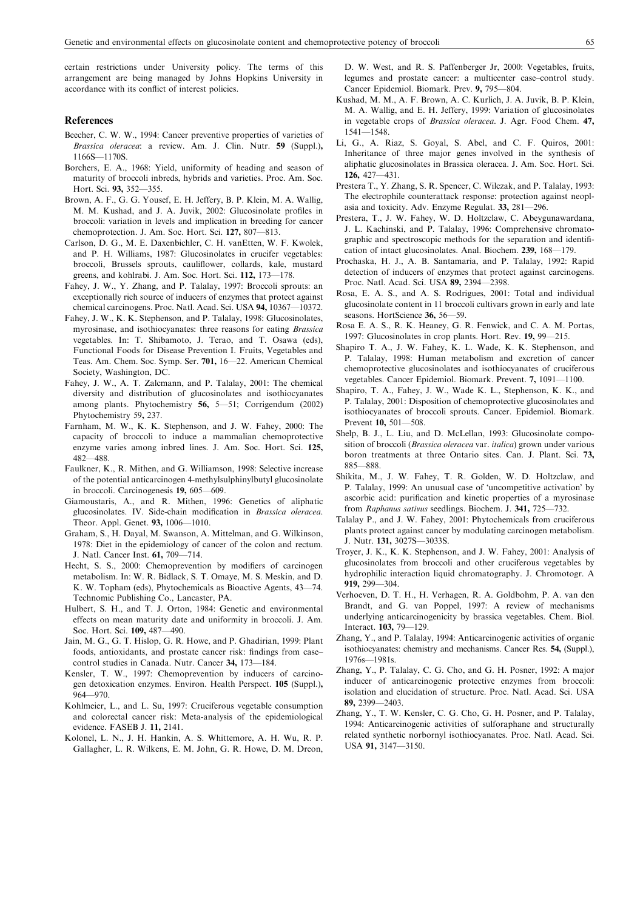certain restrictions under University policy. The terms of this arrangement are being managed by Johns Hopkins University in accordance with its conflict of interest policies.

## References

Beecher, C. W. W., 1994: Cancer preventive properties of varieties of *Brassica oleracea*: a review. Am. J. Clin. Nutr. **59** (Suppl.), 1166S—1170S.

Borchers, E. A., 1968: Yield, uniformity of heading and season of maturity of broccoli inbreds, hybrids and varieties. Proc. Am. Soc. Hort. Sci. **93,** 352—355.

Brown, A. F., G. G. Yousef, E. H. Jeffery, B. P. Klein, M. A. Wallig, M. M. Kushad, and J. A. Juvik, 2002: Glucosinolate profiles in broccoli: variation in levels and implication in breeding for cancer chemoprotection. J. Am. Soc. Hort. Sci. **127,** 807—813.

Carlson, D. G., M. E. Daxenbichler, C. H. vanEtten, W. F. Kwolek, and P. H. Williams, 1987: Glucosinolates in crucifer vegetables: broccoli, Brussels sprouts, cauliflower, collards, kale, mustard greens, and kohlrabi. J. Am. Soc. Hort. Sci. **112,** 173—178.

Fahey, J. W., Y. Zhang, and P. Talalay, 1997: Broccoli sprouts: an exceptionally rich source of inducers of enzymes that protect against chemical carcinogens. Proc. Natl. Acad. Sci. USA **94,** 10367—10372.

Fahey, J. W., K. K. Stephenson, and P. Talalay, 1998: Glucosinolates, myrosinase, and isothiocyanates: three reasons for eating *Brassica* vegetables. In: T. Shibamoto, J. Terao, and T. Osawa (eds), Functional Foods for Disease Prevention I. Fruits, Vegetables and Teas. Am. Chem. Soc. Symp. Ser. **701,** 16—22. American Chemical Society, Washington, DC.

Fahey, J. W., A. T. Zalcmann, and P. Talalay, 2001: The chemical diversity and distribution of glucosinolates and isothiocyanates among plants. Phytochemistry **56,** 5—51; Corrigendum (2002) Phytochemistry 59, 237.

Farnham, M. W., K. K. Stephenson, and J. W. Fahey, 2000: The capacity of broccoli to induce a mammalian chemoprotective enzyme varies among inbred lines. J. Am. Soc. Hort. Sci. **125,** 482—488.

Faulkner, K., R. Mithen, and G. Williamson, 1998: Selective increase of the potential anticarcinogen 4-methylsulphinylbutyl glucosinolate in broccoli. Carcinogenesis **19,** 605—609.

Giamoustaris, A., and R. Mithen, 1996: Genetics of aliphatic glucosinolates. IV. Side-chain modification in *Brassica oleracea*. Theor. Appl. Genet. **93,** 1006—1010.

Graham, S., H. Dayal, M. Swanson, A. Mittelman, and G. Wilkinson, 1978: Diet in the epidemiology of cancer of the colon and rectum. J. Natl. Cancer Inst. **61,** 709—714.

Hecht, S. S., 2000: Chemoprevention by modifiers of carcinogen metabolism. In: W. R. Bidlack, S. T. Omaye, M. S. Meskin, and D. K. W. Topham (eds), Phytochemicals as Bioactive Agents, 43—74. Technomic Publishing Co., Lancaster, PA.

Hulbert, S. H., and T. J. Orton, 1984: Genetic and environmental effects on mean maturity date and uniformity in broccoli. J. Am. Soc. Hort. Sci. **109,** 487—490.

Jain, M. G., G. T. Hislop, G. R. Howe, and P. Ghadirian, 1999: Plant foods, antioxidants, and prostate cancer risk: findings from case–control studies in Canada. Nutr. Cancer **34,** 173—184.

Kensler, T. W., 1997: Chemoprevention by inducers of carcinogen detoxication enzymes. Environ. Health Perspect. **105** (Suppl.), 964—970.

Kohlmeier, L., and L. Su, 1997: Cruciferous vegetable consumption and colorectal cancer risk: Meta-analysis of the epidemiological evidence. FASEB J. **11,** 2141.

Kolonel, L. N., J. H. Hankin, A. S. Whittemore, A. H. Wu, R. P. Gallagher, L. R. Wilkens, E. M. John, G. R. Howe, D. M. Dreon, D. W. West, and R. S. Paffenberger Jr, 2000: Vegetables, fruits, legumes and prostate cancer: a multicenter case–control study. Cancer Epidemiol. Biomark. Prev. **9,** 795—804.

Kushad, M. M., A. F. Brown, A. C. Kurlich, J. A. Juvik, B. P. Klein, M. A. Wallig, and E. H. Jeffery, 1999: Variation of glucosinolates in vegetable crops of *Brassica oleracea*. J. Agr. Food Chem. **47,** 1541—1548.

Li, G., A. Riaz, S. Goyal, S. Abel, and C. F. Quiros, 2001: Inheritance of three major genes involved in the synthesis of aliphatic glucosinolates in Brassica oleracea. J. Am. Soc. Hort. Sci. **126,** 427—431.

Prestera T., Y. Zhang, S. R. Spencer, C. Wilczak, and P. Talalay, 1993: The electrophile counterattack response: protection against neoplasia and toxicity. Adv. Enzyme Regulat. **33,** 281—296.

Prestera, T., J. W. Fahey, W. D. Holtzclaw, C. Abeygunawardana, J. L. Kachinski, and P. Talalay, 1996: Comprehensive chromatographic and spectroscopic methods for the separation and identification of intact glucosinolates. Anal. Biochem. **239,** 168—179.

Prochaska, H. J., A. B. Santamaria, and P. Talalay, 1992: Rapid detection of inducers of enzymes that protect against carcinogens. Proc. Natl. Acad. Sci. USA **89,** 2394—2398.

Rosa, E. A. S., and A. S. Rodrigues, 2001: Total and individual glucosinolate content in 11 broccoli cultivars grown in early and late seasons. HortScience **36,** 56—59.

Rosa E. A. S., R. K. Heaney, G. R. Fenwick, and C. A. M. Portas, 1997: Glucosinolates in crop plants. Hort. Rev. **19,** 99—215.

Shapiro T. A., J. W. Fahey, K. L. Wade, K. K. Stephenson, and P. Talalay, 1998: Human metabolism and excretion of cancer chemoprotective glucosinolates and isothiocyanates of cruciferous vegetables. Cancer Epidemiol. Biomark. Prevent. **7,** 1091—1100.

Shapiro, T. A., Fahey, J. W., Wade K. L., Stephenson, K. K., and P. Talalay, 2001: Disposition of chemoprotective glucosinolates and isothiocyanates of broccoli sprouts. Cancer. Epidemiol. Biomark. Prevent **10,** 501—508.

Shelp, B. J., L. Liu, and D. McLellan, 1993: Glucosinolate composition of broccoli (*Brassica oleracea* var. *italica*) grown under various boron treatments at three Ontario sites. Can. J. Plant. Sci. **73,** 885—888.

Shikita, M., J. W. Fahey, T. R. Golden, W. D. Holtzclaw, and P. Talalay, 1999: An unusual case of 'uncompetitive activation' by ascorbic acid: purification and kinetic properties of a myrosinase from *Raphanus sativus* seedlings. Biochem. J. **341,** 725—732.

Talalay P., and J. W. Fahey, 2001: Phytochemicals from cruciferous plants protect against cancer by modulating carcinogen metabolism. J. Nutr. **131,** 3027S—3033S.

Troyer, J. K., K. K. Stephenson, and J. W. Fahey, 2001: Analysis of glucosinolates from broccoli and other cruciferous vegetables by hydrophilic interaction liquid chromatography. J. Chromotogr. A **919,** 299—304.

Verhoeven, D. T. H., H. Verhagen, R. A. Goldbohm, P. A. van den Brandt, and G. van Poppel, 1997: A review of mechanisms underlying anticarcinogenicity by brassica vegetables. Chem. Biol. Interact. **103,** 79—129.

Zhang, Y., and P. Talalay, 1994: Anticarcinogenic activities of organic isothiocyanates: chemistry and mechanisms. Cancer Res. **54,** (Suppl.), 1976s—1981s.

Zhang, Y., P. Talalay, C. G. Cho, and G. H. Posner, 1992: A major inducer of anticarcinogenic protective enzymes from broccoli: isolation and elucidation of structure. Proc. Natl. Acad. Sci. USA **89,** 2399—2403.

Zhang, Y., T. W. Kensler, C. G. Cho, G. H. Posner, and P. Talalay, 1994: Anticarcinogenic activities of sulforaphane and structurally related synthetic norbornyl isothiocyanates. Proc. Natl. Acad. Sci. USA **91,** 3147—3150.